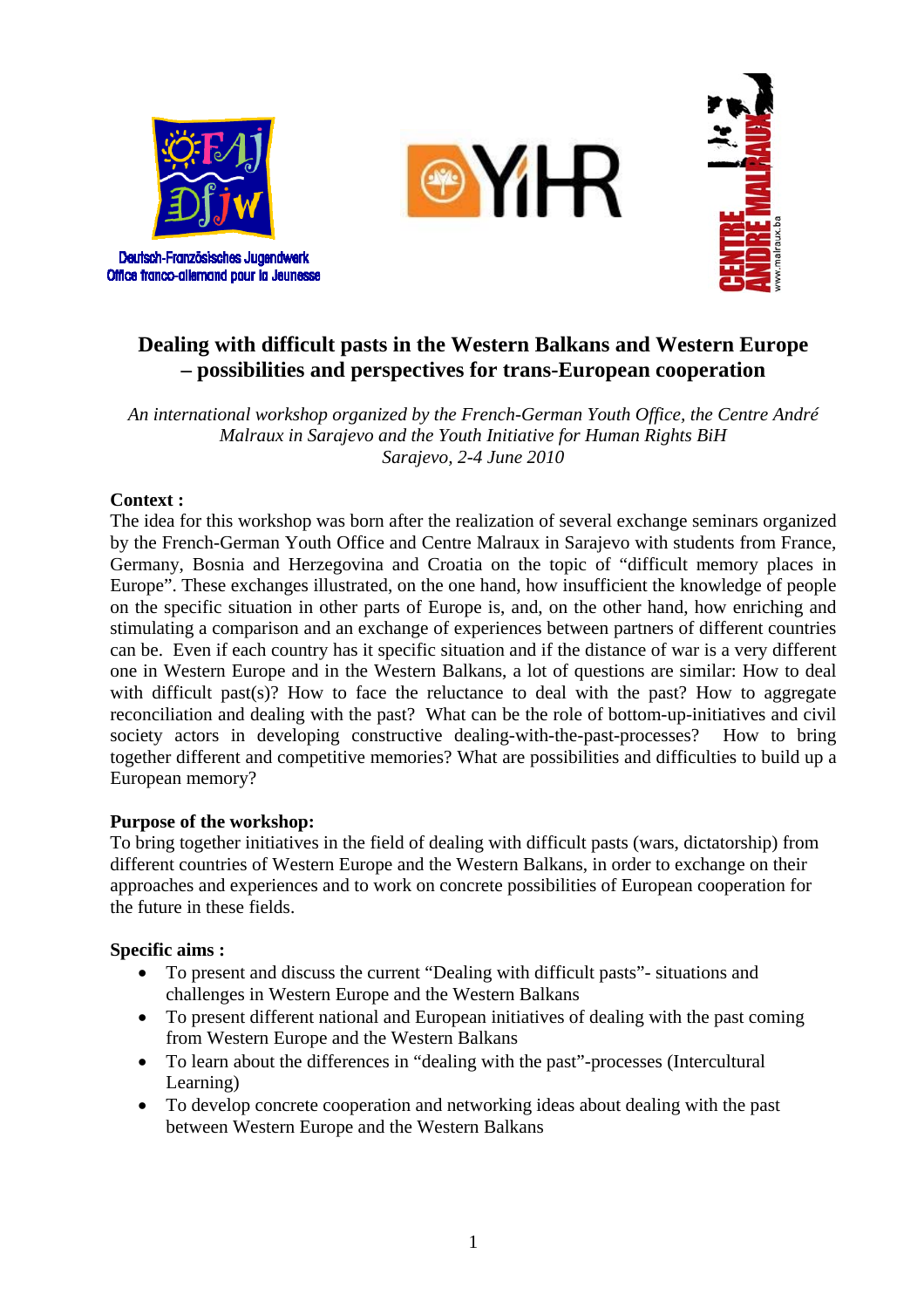Deutsch-Französisches Jugendwerk
Office franco-allemand pour la Jeunesse

# Dealing with difficult pasts in the Western Balkans and Western Europe – possibilities and perspectives for trans-European cooperation

*An international workshop organized by the French-German Youth Office, the Centre André Malraux in Sarajevo and the Youth Initiative for Human Rights BiH*
*Sarajevo, 2-4 June 2010*

**Context :**
The idea for this workshop was born after the realization of several exchange seminars organized by the French-German Youth Office and Centre Malraux in Sarajevo with students from France, Germany, Bosnia and Herzegovina and Croatia on the topic of "difficult memory places in Europe". These exchanges illustrated, on the one hand, how insufficient the knowledge of people on the specific situation in other parts of Europe is, and, on the other hand, how enriching and stimulating a comparison and an exchange of experiences between partners of different countries can be. Even if each country has it specific situation and if the distance of war is a very different one in Western Europe and in the Western Balkans, a lot of questions are similar: How to deal with difficult past(s)? How to face the reluctance to deal with the past? How to aggregate reconciliation and dealing with the past? What can be the role of bottom-up-initiatives and civil society actors in developing constructive dealing-with-the-past-processes? How to bring together different and competitive memories? What are possibilities and difficulties to build up a European memory?

**Purpose of the workshop:**
To bring together initiatives in the field of dealing with difficult pasts (wars, dictatorship) from different countries of Western Europe and the Western Balkans, in order to exchange on their approaches and experiences and to work on concrete possibilities of European cooperation for the future in these fields.

**Specific aims :**

- To present and discuss the current "Dealing with difficult pasts"- situations and challenges in Western Europe and the Western Balkans
- To present different national and European initiatives of dealing with the past coming from Western Europe and the Western Balkans
- To learn about the differences in "dealing with the past"-processes (Intercultural Learning)
- To develop concrete cooperation and networking ideas about dealing with the past between Western Europe and the Western Balkans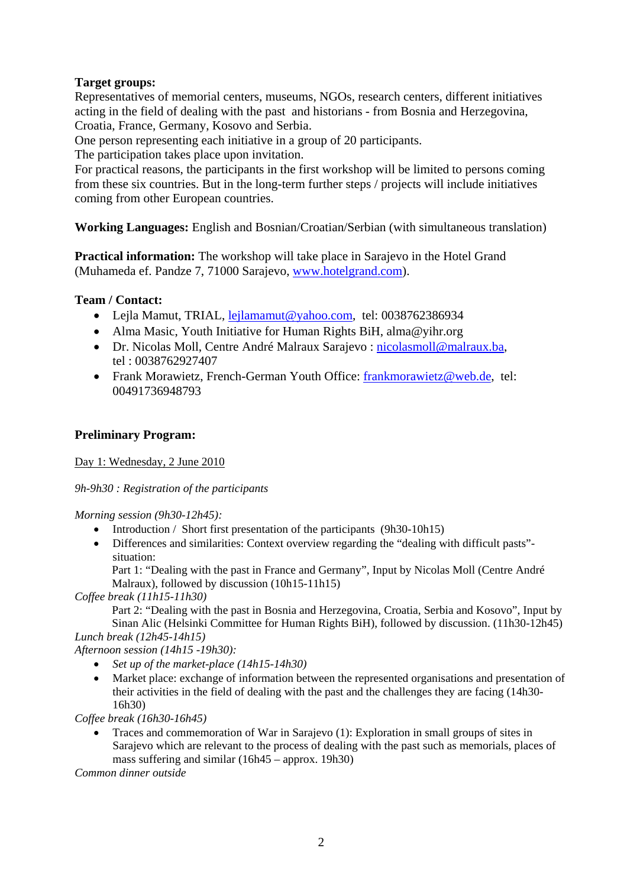**Target groups:**
Representatives of memorial centers, museums, NGOs, research centers, different initiatives acting in the field of dealing with the past and historians - from Bosnia and Herzegovina, Croatia, France, Germany, Kosovo and Serbia.
One person representing each initiative in a group of 20 participants.
The participation takes place upon invitation.
For practical reasons, the participants in the first workshop will be limited to persons coming from these six countries. But in the long-term further steps / projects will include initiatives coming from other European countries.

**Working Languages:** English and Bosnian/Croatian/Serbian (with simultaneous translation)

**Practical information:** The workshop will take place in Sarajevo in the Hotel Grand (Muhameda ef. Pandze 7, 71000 Sarajevo, www.hotelgrand.com).

**Team / Contact:**

- Lejla Mamut, TRIAL, lejlamamut@yahoo.com, tel: 0038762386934
- Alma Masic, Youth Initiative for Human Rights BiH, alma@yihr.org
- Dr. Nicolas Moll, Centre André Malraux Sarajevo : nicolasmoll@malraux.ba, tel : 0038762927407
- Frank Morawietz, French-German Youth Office: frankmorawietz@web.de, tel: 00491736948793

**Preliminary Program:**

Day 1: Wednesday, 2 June 2010

*9h-9h30 : Registration of the participants*

*Morning session (9h30-12h45):*

- Introduction / Short first presentation of the participants (9h30-10h15)
- Differences and similarities: Context overview regarding the "dealing with difficult pasts"-situation:
  Part 1: "Dealing with the past in France and Germany", Input by Nicolas Moll (Centre André Malraux), followed by discussion (10h15-11h15)

*Coffee break (11h15-11h30)*

  Part 2: "Dealing with the past in Bosnia and Herzegovina, Croatia, Serbia and Kosovo", Input by Sinan Alic (Helsinki Committee for Human Rights BiH), followed by discussion. (11h30-12h45)

*Lunch break (12h45-14h15)*

*Afternoon session (14h15 -19h30):*

- *Set up of the market-place (14h15-14h30)*
- Market place: exchange of information between the represented organisations and presentation of their activities in the field of dealing with the past and the challenges they are facing (14h30-16h30)

*Coffee break (16h30-16h45)*

- Traces and commemoration of War in Sarajevo (1): Exploration in small groups of sites in Sarajevo which are relevant to the process of dealing with the past such as memorials, places of mass suffering and similar (16h45 – approx. 19h30)

*Common dinner outside*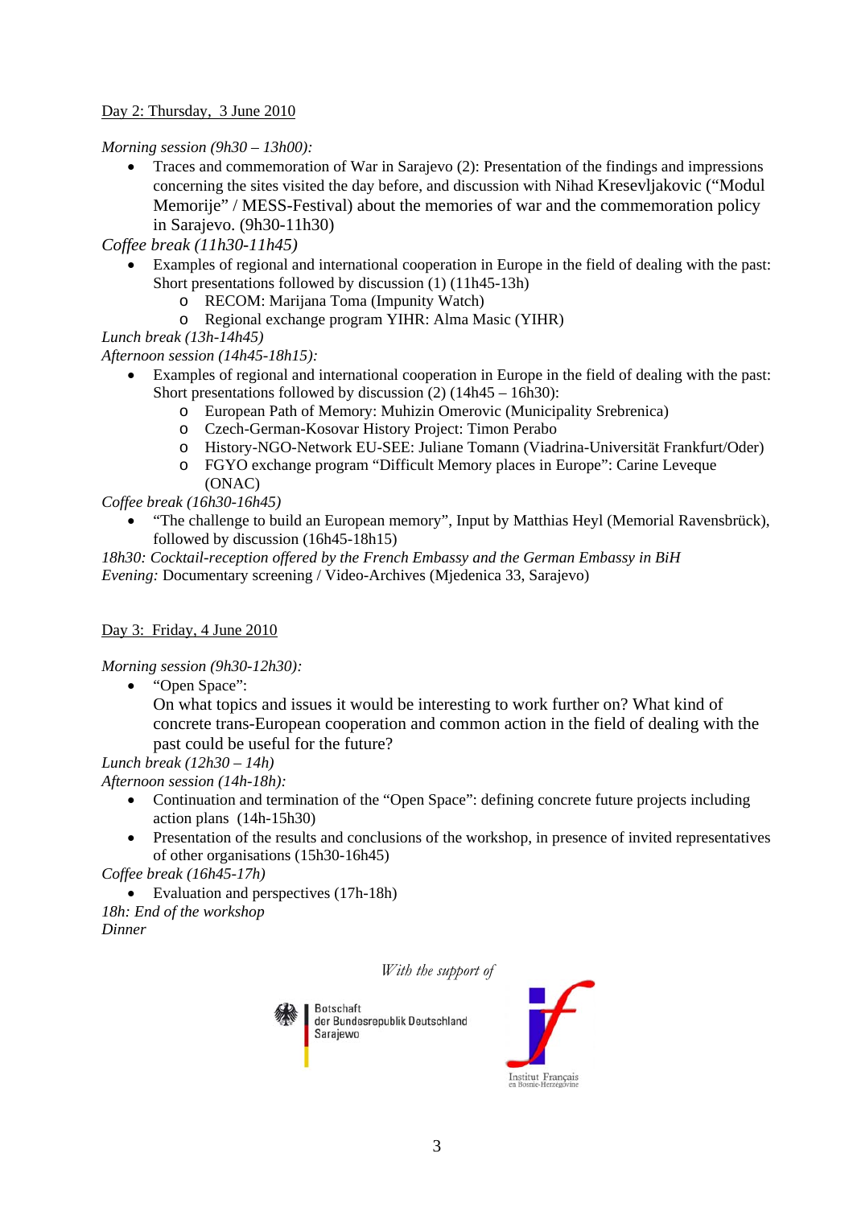Day 2: Thursday, 3 June 2010

*Morning session (9h30 – 13h00):*

- Traces and commemoration of War in Sarajevo (2): Presentation of the findings and impressions concerning the sites visited the day before, and discussion with Nihad Kresevljakovic ("Modul Memorije" / MESS-Festival) about the memories of war and the commemoration policy in Sarajevo. (9h30-11h30)

*Coffee break (11h30-11h45)*

- Examples of regional and international cooperation in Europe in the field of dealing with the past: Short presentations followed by discussion (1) (11h45-13h)
  - RECOM: Marijana Toma (Impunity Watch)
  - Regional exchange program YIHR: Alma Masic (YIHR)

*Lunch break (13h-14h45)*

*Afternoon session (14h45-18h15):*

- Examples of regional and international cooperation in Europe in the field of dealing with the past: Short presentations followed by discussion (2) (14h45 – 16h30):
  - European Path of Memory: Muhizin Omerovic (Municipality Srebrenica)
  - Czech-German-Kosovar History Project: Timon Perabo
  - History-NGO-Network EU-SEE: Juliane Tomann (Viadrina-Universität Frankfurt/Oder)
  - FGYO exchange program "Difficult Memory places in Europe": Carine Leveque (ONAC)

*Coffee break (16h30-16h45)*

- "The challenge to build an European memory", Input by Matthias Heyl (Memorial Ravensbrück), followed by discussion (16h45-18h15)

*18h30: Cocktail-reception offered by the French Embassy and the German Embassy in BiH*

*Evening:* Documentary screening / Video-Archives (Mjedenica 33, Sarajevo)

Day 3: Friday, 4 June 2010

*Morning session (9h30-12h30):*

- "Open Space":
  On what topics and issues it would be interesting to work further on? What kind of concrete trans-European cooperation and common action in the field of dealing with the past could be useful for the future?

*Lunch break (12h30 – 14h)*

*Afternoon session (14h-18h):*

- Continuation and termination of the "Open Space": defining concrete future projects including action plans (14h-15h30)
- Presentation of the results and conclusions of the workshop, in presence of invited representatives of other organisations (15h30-16h45)

*Coffee break (16h45-17h)*

- Evaluation and perspectives (17h-18h)

*18h: End of the workshop*

*Dinner*

*With the support of*

Botschaft der Bundesrepublik Deutschland Sarajewo

Institut Français en Bosnie-Herzégovine